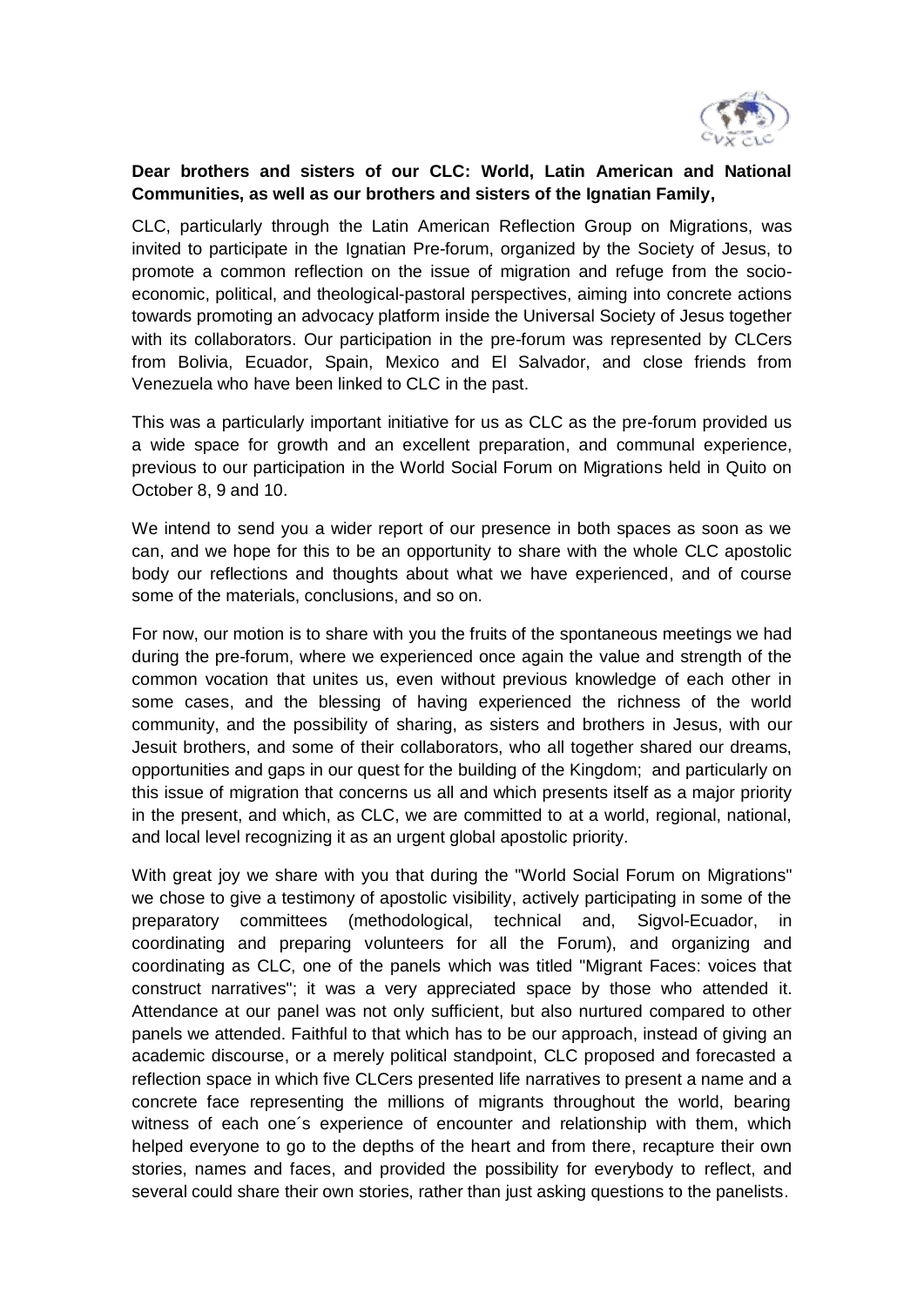**Dear brothers and sisters of our CLC: World, Latin American and National Communities, as well as our brothers and sisters of the Ignatian Family,**

CLC, particularly through the Latin American Reflection Group on Migrations, was invited to participate in the Ignatian Pre-forum, organized by the Society of Jesus, to promote a common reflection on the issue of migration and refuge from the socio-economic, political, and theological-pastoral perspectives, aiming into concrete actions towards promoting an advocacy platform inside the Universal Society of Jesus together with its collaborators. Our participation in the pre-forum was represented by CLCers from Bolivia, Ecuador, Spain, Mexico and El Salvador, and close friends from Venezuela who have been linked to CLC in the past.

This was a particularly important initiative for us as CLC as the pre-forum provided us a wide space for growth and an excellent preparation, and communal experience, previous to our participation in the World Social Forum on Migrations held in Quito on October 8, 9 and 10.

We intend to send you a wider report of our presence in both spaces as soon as we can, and we hope for this to be an opportunity to share with the whole CLC apostolic body our reflections and thoughts about what we have experienced, and of course some of the materials, conclusions, and so on.

For now, our motion is to share with you the fruits of the spontaneous meetings we had during the pre-forum, where we experienced once again the value and strength of the common vocation that unites us, even without previous knowledge of each other in some cases, and the blessing of having experienced the richness of the world community, and the possibility of sharing, as sisters and brothers in Jesus, with our Jesuit brothers, and some of their collaborators, who all together shared our dreams, opportunities and gaps in our quest for the building of the Kingdom; and particularly on this issue of migration that concerns us all and which presents itself as a major priority in the present, and which, as CLC, we are committed to at a world, regional, national, and local level recognizing it as an urgent global apostolic priority.

With great joy we share with you that during the "World Social Forum on Migrations" we chose to give a testimony of apostolic visibility, actively participating in some of the preparatory committees (methodological, technical and, Sigvol-Ecuador, in coordinating and preparing volunteers for all the Forum), and organizing and coordinating as CLC, one of the panels which was titled "Migrant Faces: voices that construct narratives"; it was a very appreciated space by those who attended it. Attendance at our panel was not only sufficient, but also nurtured compared to other panels we attended. Faithful to that which has to be our approach, instead of giving an academic discourse, or a merely political standpoint, CLC proposed and forecasted a reflection space in which five CLCers presented life narratives to present a name and a concrete face representing the millions of migrants throughout the world, bearing witness of each one´s experience of encounter and relationship with them, which helped everyone to go to the depths of the heart and from there, recapture their own stories, names and faces, and provided the possibility for everybody to reflect, and several could share their own stories, rather than just asking questions to the panelists.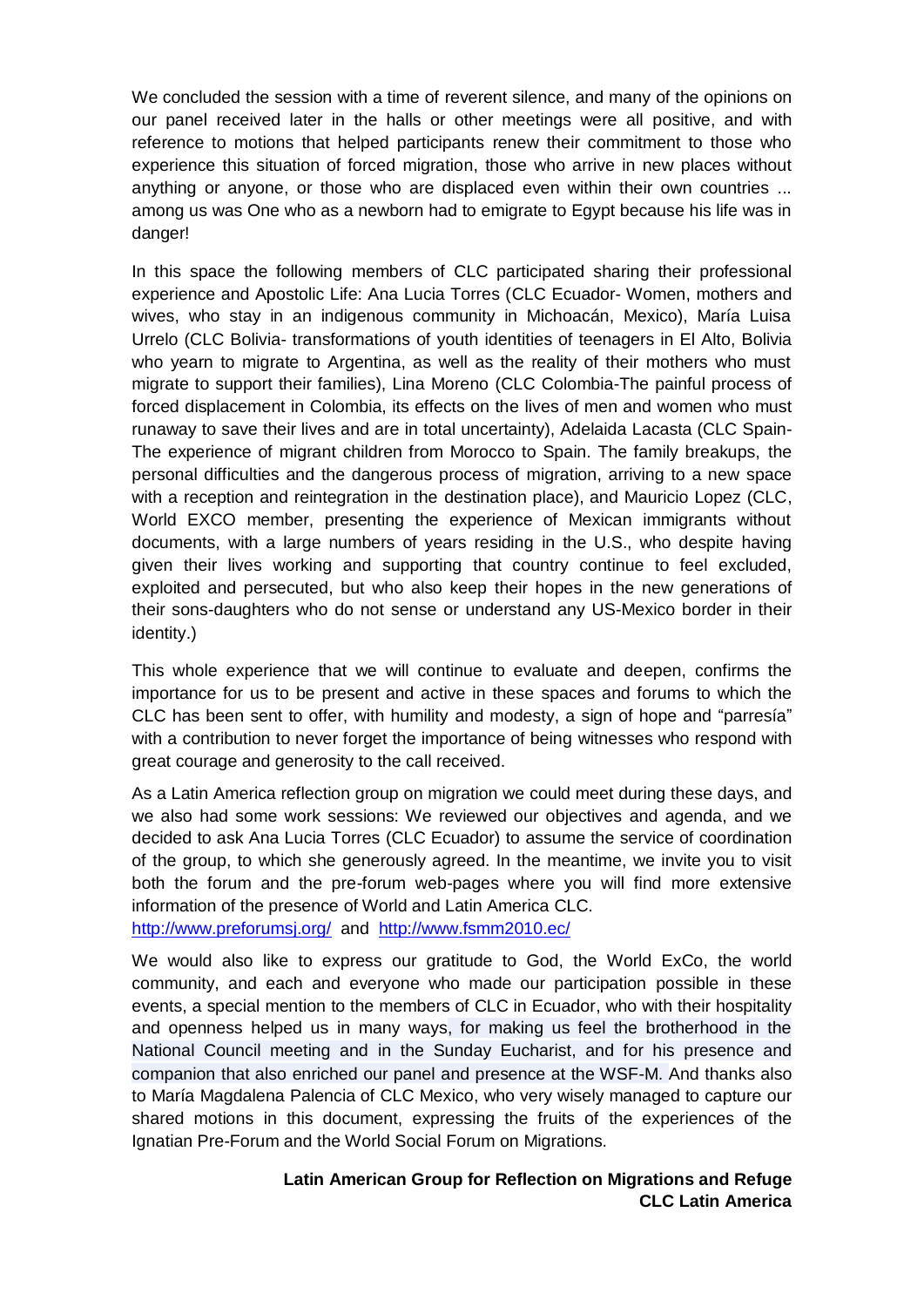We concluded the session with a time of reverent silence, and many of the opinions on our panel received later in the halls or other meetings were all positive, and with reference to motions that helped participants renew their commitment to those who experience this situation of forced migration, those who arrive in new places without anything or anyone, or those who are displaced even within their own countries ... among us was One who as a newborn had to emigrate to Egypt because his life was in danger!

In this space the following members of CLC participated sharing their professional experience and Apostolic Life: Ana Lucia Torres (CLC Ecuador- Women, mothers and wives, who stay in an indigenous community in Michoacán, Mexico), María Luisa Urrelo (CLC Bolivia- transformations of youth identities of teenagers in El Alto, Bolivia who yearn to migrate to Argentina, as well as the reality of their mothers who must migrate to support their families), Lina Moreno (CLC Colombia-The painful process of forced displacement in Colombia, its effects on the lives of men and women who must runaway to save their lives and are in total uncertainty), Adelaida Lacasta (CLC Spain-The experience of migrant children from Morocco to Spain. The family breakups, the personal difficulties and the dangerous process of migration, arriving to a new space with a reception and reintegration in the destination place), and Mauricio Lopez (CLC, World EXCO member, presenting the experience of Mexican immigrants without documents, with a large numbers of years residing in the U.S., who despite having given their lives working and supporting that country continue to feel excluded, exploited and persecuted, but who also keep their hopes in the new generations of their sons-daughters who do not sense or understand any US-Mexico border in their identity.)

This whole experience that we will continue to evaluate and deepen, confirms the importance for us to be present and active in these spaces and forums to which the CLC has been sent to offer, with humility and modesty, a sign of hope and "parresía" with a contribution to never forget the importance of being witnesses who respond with great courage and generosity to the call received.

As a Latin America reflection group on migration we could meet during these days, and we also had some work sessions: We reviewed our objectives and agenda, and we decided to ask Ana Lucia Torres (CLC Ecuador) to assume the service of coordination of the group, to which she generously agreed. In the meantime, we invite you to visit both the forum and the pre-forum web-pages where you will find more extensive information of the presence of World and Latin America CLC.
http://www.preforumsj.org/ and http://www.fsmm2010.ec/

We would also like to express our gratitude to God, the World ExCo, the world community, and each and everyone who made our participation possible in these events, a special mention to the members of CLC in Ecuador, who with their hospitality and openness helped us in many ways, for making us feel the brotherhood in the National Council meeting and in the Sunday Eucharist, and for his presence and companion that also enriched our panel and presence at the WSF-M. And thanks also to María Magdalena Palencia of CLC Mexico, who very wisely managed to capture our shared motions in this document, expressing the fruits of the experiences of the Ignatian Pre-Forum and the World Social Forum on Migrations.

**Latin American Group for Reflection on Migrations and Refuge**
**CLC Latin America**